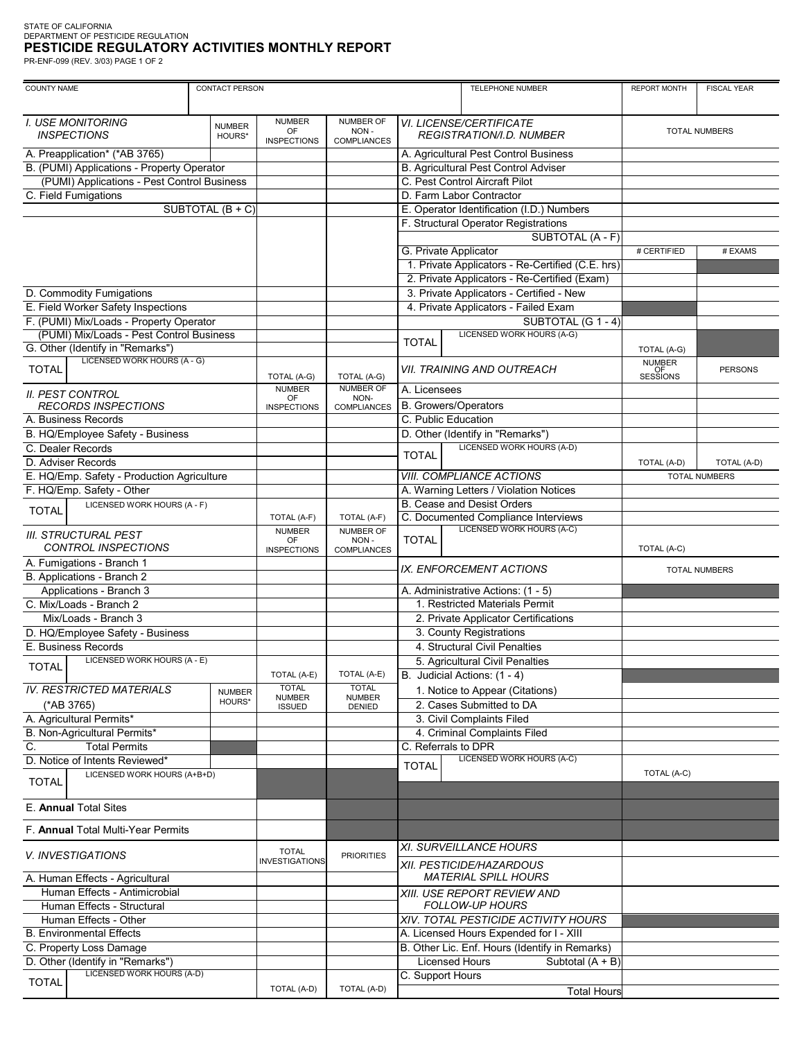STATE OF CALIFORNIA
DEPARTMENT OF PESTICIDE REGULATION

# PESTICIDE REGULATORY ACTIVITIES MONTHLY REPORT

PR-ENF-099 (REV. 3/03) PAGE 1 OF 2

| COUNTY NAME | CONTACT PERSON | TELEPHONE NUMBER | REPORT MONTH | FISCAL YEAR |
|---|---|---|---|---|
| | | | | |

| *I. USE MONITORING INSPECTIONS* | NUMBER HOURS* | NUMBER OF INSPECTIONS | NUMBER OF NON - COMPLIANCES |
|---|---|---|---|
| A. Preapplication* (*AB 3765) | | | |
| B. (PUMI) Applications - Property Operator | | | |
| (PUMI) Applications - Pest Control Business | | | |
| C. Field Fumigations | | | |
| SUBTOTAL (B + C) | | | |
| D. Commodity Fumigations | | | |
| E. Field Worker Safety Inspections | | | |
| F. (PUMI) Mix/Loads - Property Operator | | | |
| (PUMI) Mix/Loads - Pest Control Business | | | |
| G. Other (Identify in "Remarks") | | | |
| TOTAL — LICENSED WORK HOURS (A - G) | | TOTAL (A-G) | TOTAL (A-G) |

| *II. PEST CONTROL RECORDS INSPECTIONS* | NUMBER OF INSPECTIONS | NUMBER OF NON-COMPLIANCES |
|---|---|---|
| A. Business Records | | |
| B. HQ/Employee Safety - Business | | |
| C. Dealer Records | | |
| D. Adviser Records | | |
| E. HQ/Emp. Safety - Production Agriculture | | |
| F. HQ/Emp. Safety - Other | | |
| TOTAL — LICENSED WORK HOURS (A - F) | TOTAL (A-F) | TOTAL (A-F) |

| *III. STRUCTURAL PEST CONTROL INSPECTIONS* | NUMBER OF INSPECTIONS | NUMBER OF NON - COMPLIANCES |
|---|---|---|
| A. Fumigations - Branch 1 | | |
| B. Applications - Branch 2 | | |
| Applications - Branch 3 | | |
| C. Mix/Loads - Branch 2 | | |
| Mix/Loads - Branch 3 | | |
| D. HQ/Employee Safety - Business | | |
| E. Business Records | | |
| TOTAL — LICENSED WORK HOURS (A - E) | TOTAL (A-E) | TOTAL (A-E) |

| *IV. RESTRICTED MATERIALS* (*AB 3765) | NUMBER HOURS* | TOTAL NUMBER ISSUED | TOTAL NUMBER DENIED |
|---|---|---|---|
| A. Agricultural Permits* | | | |
| B. Non-Agricultural Permits* | | | |
| C. Total Permits | | | |
| D. Notice of Intents Reviewed* | | | |
| TOTAL — LICENSED WORK HOURS (A+B+D) | | | |
| E. **Annual** Total Sites | | | |
| F. **Annual** Total Multi-Year Permits | | | |

| *V. INVESTIGATIONS* | TOTAL INVESTIGATIONS | PRIORITIES |
|---|---|---|
| A. Human Effects - Agricultural | | |
| Human Effects - Antimicrobial | | |
| Human Effects - Structural | | |
| Human Effects - Other | | |
| B. Environmental Effects | | |
| C. Property Loss Damage | | |
| D. Other (Identify in "Remarks") | | |
| TOTAL — LICENSED WORK HOURS (A-D) | TOTAL (A-D) | TOTAL (A-D) |

| *VI. LICENSE/CERTIFICATE REGISTRATION/I.D. NUMBER* | TOTAL NUMBERS | |
|---|---|---|
| A. Agricultural Pest Control Business | | |
| B. Agricultural Pest Control Adviser | | |
| C. Pest Control Aircraft Pilot | | |
| D. Farm Labor Contractor | | |
| E. Operator Identification (I.D.) Numbers | | |
| F. Structural Operator Registrations | | |
| SUBTOTAL (A - F) | | |
| G. Private Applicator | # CERTIFIED | # EXAMS |
| 1. Private Applicators - Re-Certified (C.E. hrs) | | |
| 2. Private Applicators - Re-Certified (Exam) | | |
| 3. Private Applicators - Certified - New | | |
| 4. Private Applicators - Failed Exam | | |
| SUBTOTAL (G 1 - 4) | | |
| TOTAL — LICENSED WORK HOURS (A-G) | TOTAL (A-G) | |

| *VII. TRAINING AND OUTREACH* | NUMBER OF SESSIONS | PERSONS |
|---|---|---|
| A. Licensees | | |
| B. Growers/Operators | | |
| C. Public Education | | |
| D. Other (Identify in "Remarks") | | |
| TOTAL — LICENSED WORK HOURS (A-D) | TOTAL (A-D) | TOTAL (A-D) |

| *VIII. COMPLIANCE ACTIONS* | TOTAL NUMBERS |
|---|---|
| A. Warning Letters / Violation Notices | |
| B. Cease and Desist Orders | |
| C. Documented Compliance Interviews | |
| TOTAL — LICENSED WORK HOURS (A-C) | TOTAL (A-C) |

| *IX. ENFORCEMENT ACTIONS* | TOTAL NUMBERS |
|---|---|
| A. Administrative Actions: (1 - 5) | |
| 1. Restricted Materials Permit | |
| 2. Private Applicator Certifications | |
| 3. County Registrations | |
| 4. Structural Civil Penalties | |
| 5. Agricultural Civil Penalties | |
| B. Judicial Actions: (1 - 4) | |
| 1. Notice to Appear (Citations) | |
| 2. Cases Submitted to DA | |
| 3. Civil Complaints Filed | |
| 4. Criminal Complaints Filed | |
| C. Referrals to DPR | |
| TOTAL — LICENSED WORK HOURS (A-C) | TOTAL (A-C) |

| | |
|---|---|
| *XI. SURVEILLANCE HOURS* | |
| *XII. PESTICIDE/HAZARDOUS MATERIAL SPILL HOURS* | |
| *XIII. USE REPORT REVIEW AND FOLLOW-UP HOURS* | |
| *XIV. TOTAL PESTICIDE ACTIVITY HOURS* | |
| A. Licensed Hours Expended for I - XIII | |
| B. Other Lic. Enf. Hours (Identify in Remarks) | |
| Licensed Hours Subtotal (A + B) | |
| C. Support Hours | |
| Total Hours | |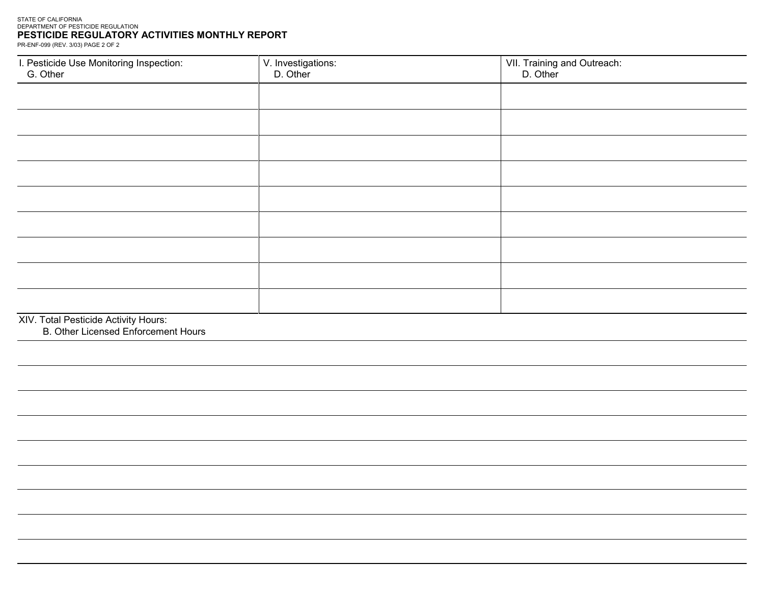STATE OF CALIFORNIA
DEPARTMENT OF PESTICIDE REGULATION

# PESTICIDE REGULATORY ACTIVITIES MONTHLY REPORT

PR-ENF-099 (REV. 3/03) PAGE 2 OF 2

| I. Pesticide Use Monitoring Inspection: G. Other | V. Investigations: D. Other | VII. Training and Outreach: D. Other |
| --- | --- | --- |
| | | |
| | | |
| | | |
| | | |
| | | |
| | | |
| | | |
| | | |
| | | |

XIV. Total Pesticide Activity Hours:
B. Other Licensed Enforcement Hours